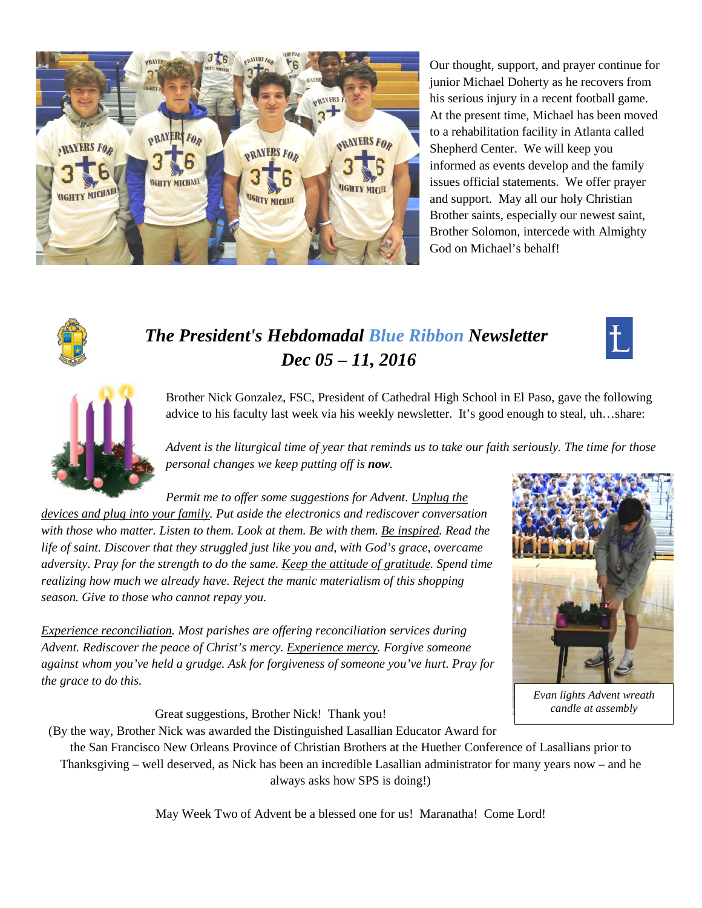Our thought, support, and prayer continue for junior Michael Doherty as he recovers from his serious injury in a recent football game. At the present time, Michael has been moved to a rehabilitation facility in Atlanta called Shepherd Center. We will keep you informed as events develop and the family issues official statements. We offer prayer and support. May all our holy Christian Brother saints, especially our newest saint, Brother Solomon, intercede with Almighty God on Michael's behalf!

# *The President's Hebdomadal Blue Ribbon Newsletter*
## *Dec 05 – 11, 2016*

Brother Nick Gonzalez, FSC, President of Cathedral High School in El Paso, gave the following advice to his faculty last week via his weekly newsletter. It's good enough to steal, uh…share:

*Advent is the liturgical time of year that reminds us to take our faith seriously. The time for those personal changes we keep putting off is **now**.*

*Permit me to offer some suggestions for Advent. Unplug the devices and plug into your family. Put aside the electronics and rediscover conversation with those who matter. Listen to them. Look at them. Be with them. Be inspired. Read the life of saint. Discover that they struggled just like you and, with God's grace, overcame adversity. Pray for the strength to do the same. Keep the attitude of gratitude. Spend time realizing how much we already have. Reject the manic materialism of this shopping season. Give to those who cannot repay you.*

*Experience reconciliation. Most parishes are offering reconciliation services during Advent. Rediscover the peace of Christ's mercy. Experience mercy. Forgive someone against whom you've held a grudge. Ask for forgiveness of someone you've hurt. Pray for the grace to do this.*

*Evan lights Advent wreath candle at assembly*

Great suggestions, Brother Nick! Thank you!

(By the way, Brother Nick was awarded the Distinguished Lasallian Educator Award for the San Francisco New Orleans Province of Christian Brothers at the Huether Conference of Lasallians prior to Thanksgiving – well deserved, as Nick has been an incredible Lasallian administrator for many years now – and he always asks how SPS is doing!)

May Week Two of Advent be a blessed one for us! Maranatha! Come Lord!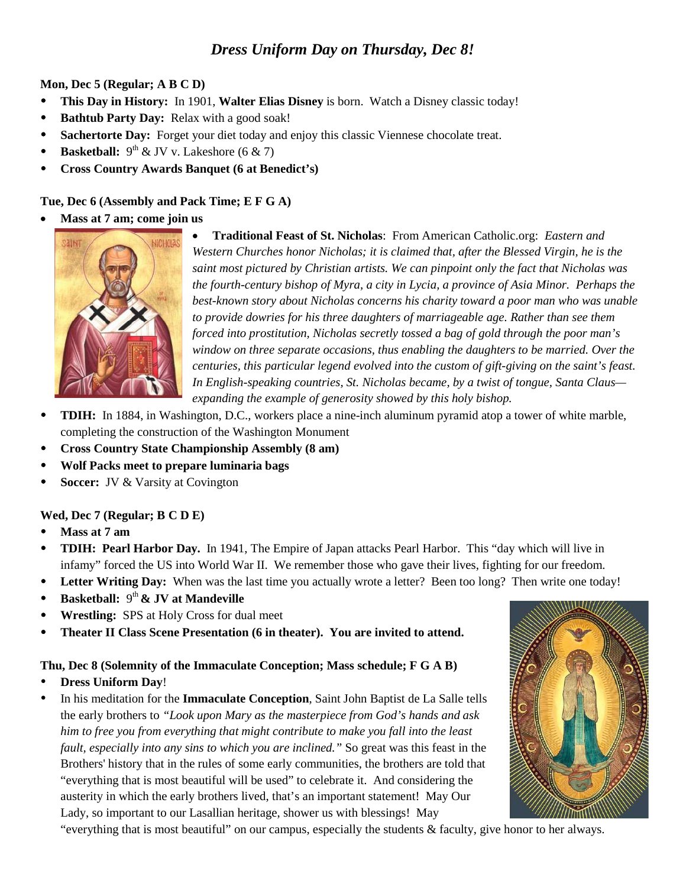# *Dress Uniform Day on Thursday, Dec 8!*

**Mon, Dec 5 (Regular; A B C D)**

- **This Day in History:** In 1901, **Walter Elias Disney** is born. Watch a Disney classic today!
- **Bathtub Party Day:** Relax with a good soak!
- **Sachertorte Day:** Forget your diet today and enjoy this classic Viennese chocolate treat.
- **Basketball:** 9th & JV v. Lakeshore (6 & 7)
- **Cross Country Awards Banquet (6 at Benedict's)**

**Tue, Dec 6 (Assembly and Pack Time; E F G A)**

- **Mass at 7 am; come join us**
- **Traditional Feast of St. Nicholas**: From American Catholic.org: *Eastern and Western Churches honor Nicholas; it is claimed that, after the Blessed Virgin, he is the saint most pictured by Christian artists. We can pinpoint only the fact that Nicholas was the fourth-century bishop of Myra, a city in Lycia, a province of Asia Minor. Perhaps the best-known story about Nicholas concerns his charity toward a poor man who was unable to provide dowries for his three daughters of marriageable age. Rather than see them forced into prostitution, Nicholas secretly tossed a bag of gold through the poor man's window on three separate occasions, thus enabling the daughters to be married. Over the centuries, this particular legend evolved into the custom of gift-giving on the saint's feast. In English-speaking countries, St. Nicholas became, by a twist of tongue, Santa Claus—expanding the example of generosity showed by this holy bishop.*
- **TDIH:** In 1884, in Washington, D.C., workers place a nine-inch aluminum pyramid atop a tower of white marble, completing the construction of the Washington Monument
- **Cross Country State Championship Assembly (8 am)**
- **Wolf Packs meet to prepare luminaria bags**
- **Soccer:** JV & Varsity at Covington

**Wed, Dec 7 (Regular; B C D E)**

- **Mass at 7 am**
- **TDIH: Pearl Harbor Day.** In 1941, The Empire of Japan attacks Pearl Harbor. This "day which will live in infamy" forced the US into World War II. We remember those who gave their lives, fighting for our freedom.
- **Letter Writing Day:** When was the last time you actually wrote a letter? Been too long? Then write one today!
- **Basketball:** 9th **& JV at Mandeville**
- **Wrestling:** SPS at Holy Cross for dual meet
- **Theater II Class Scene Presentation (6 in theater). You are invited to attend.**

**Thu, Dec 8 (Solemnity of the Immaculate Conception; Mass schedule; F G A B)**

- **Dress Uniform Day**!
- In his meditation for the **Immaculate Conception**, Saint John Baptist de La Salle tells the early brothers to *"Look upon Mary as the masterpiece from God's hands and ask him to free you from everything that might contribute to make you fall into the least fault, especially into any sins to which you are inclined."* So great was this feast in the Brothers' history that in the rules of some early communities, the brothers are told that "everything that is most beautiful will be used" to celebrate it. And considering the austerity in which the early brothers lived, that's an important statement! May Our Lady, so important to our Lasallian heritage, shower us with blessings! May "everything that is most beautiful" on our campus, especially the students & faculty, give honor to her always.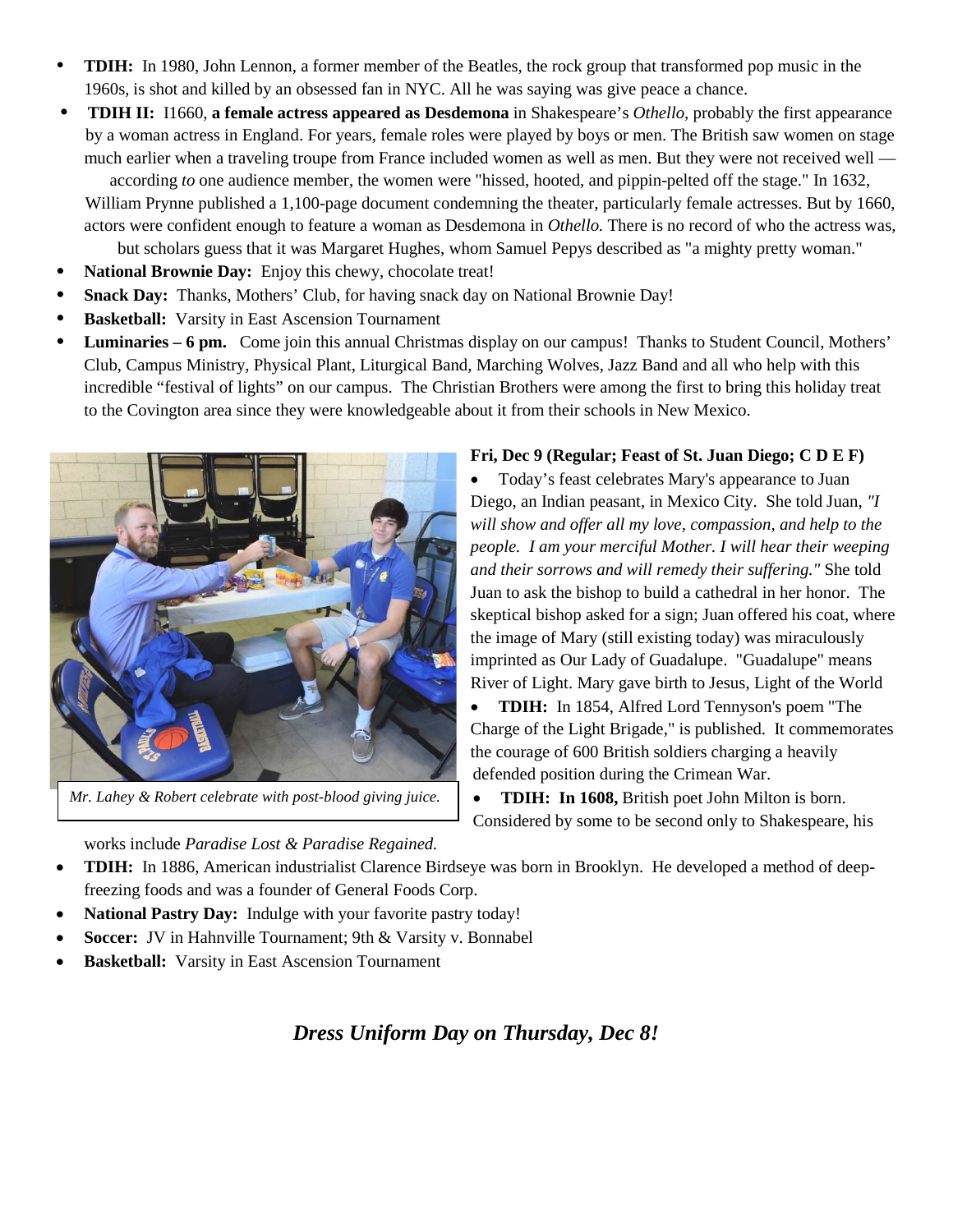- **TDIH:** In 1980, John Lennon, a former member of the Beatles, the rock group that transformed pop music in the 1960s, is shot and killed by an obsessed fan in NYC. All he was saying was give peace a chance.
- **TDIH II:** I1660, **a female actress appeared as Desdemona** in Shakespeare's *Othello,* probably the first appearance by a woman actress in England. For years, female roles were played by boys or men. The British saw women on stage much earlier when a traveling troupe from France included women as well as men. But they were not received well — according *to* one audience member, the women were "hissed, hooted, and pippin-pelted off the stage." In 1632, William Prynne published a 1,100-page document condemning the theater, particularly female actresses. But by 1660, actors were confident enough to feature a woman as Desdemona in *Othello.* There is no record of who the actress was, but scholars guess that it was Margaret Hughes, whom Samuel Pepys described as "a mighty pretty woman."
- **National Brownie Day:** Enjoy this chewy, chocolate treat!
- **Snack Day:** Thanks, Mothers' Club, for having snack day on National Brownie Day!
- **Basketball:** Varsity in East Ascension Tournament
- **Luminaries – 6 pm.** Come join this annual Christmas display on our campus! Thanks to Student Council, Mothers' Club, Campus Ministry, Physical Plant, Liturgical Band, Marching Wolves, Jazz Band and all who help with this incredible "festival of lights" on our campus. The Christian Brothers were among the first to bring this holiday treat to the Covington area since they were knowledgeable about it from their schools in New Mexico.

*Mr. Lahey & Robert celebrate with post-blood giving juice.*

**Fri, Dec 9 (Regular; Feast of St. Juan Diego; C D E F)**

- Today's feast celebrates Mary's appearance to Juan Diego, an Indian peasant, in Mexico City. She told Juan, *"I will show and offer all my love, compassion, and help to the people. I am your merciful Mother. I will hear their weeping and their sorrows and will remedy their suffering."* She told Juan to ask the bishop to build a cathedral in her honor. The skeptical bishop asked for a sign; Juan offered his coat, where the image of Mary (still existing today) was miraculously imprinted as Our Lady of Guadalupe. "Guadalupe" means River of Light. Mary gave birth to Jesus, Light of the World
- **TDIH:** In 1854, Alfred Lord Tennyson's poem "The Charge of the Light Brigade," is published. It commemorates the courage of 600 British soldiers charging a heavily defended position during the Crimean War.
- **TDIH: In 1608,** British poet John Milton is born. Considered by some to be second only to Shakespeare, his works include *Paradise Lost & Paradise Regained.*
- **TDIH:** In 1886, American industrialist Clarence Birdseye was born in Brooklyn. He developed a method of deep-freezing foods and was a founder of General Foods Corp.
- **National Pastry Day:** Indulge with your favorite pastry today!
- **Soccer:** JV in Hahnville Tournament; 9th & Varsity v. Bonnabel
- **Basketball:** Varsity in East Ascension Tournament

***Dress Uniform Day on Thursday, Dec 8!***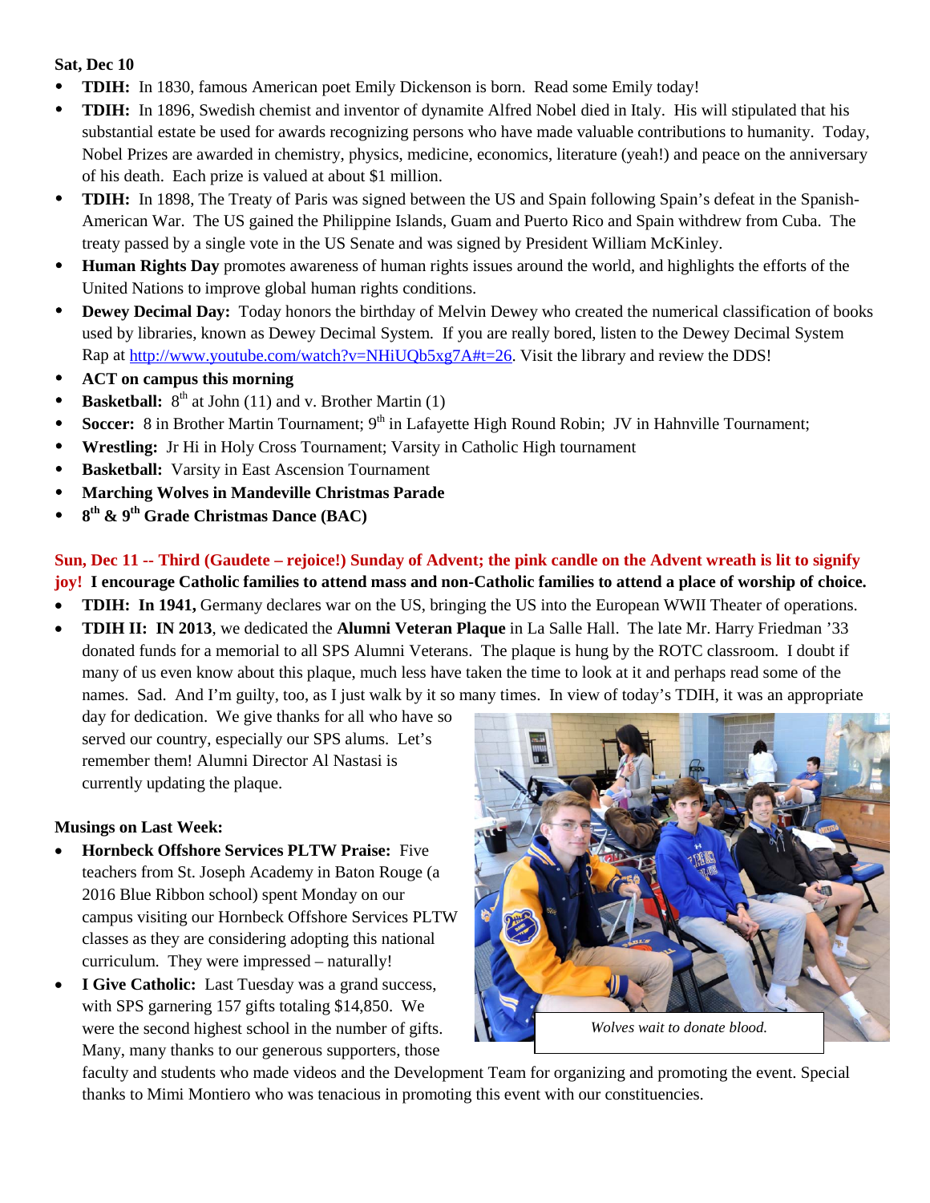**Sat, Dec 10**

- **TDIH:** In 1830, famous American poet Emily Dickenson is born. Read some Emily today!
- **TDIH:** In 1896, Swedish chemist and inventor of dynamite Alfred Nobel died in Italy. His will stipulated that his substantial estate be used for awards recognizing persons who have made valuable contributions to humanity. Today, Nobel Prizes are awarded in chemistry, physics, medicine, economics, literature (yeah!) and peace on the anniversary of his death. Each prize is valued at about $1 million.
- **TDIH:** In 1898, The Treaty of Paris was signed between the US and Spain following Spain's defeat in the Spanish-American War. The US gained the Philippine Islands, Guam and Puerto Rico and Spain withdrew from Cuba. The treaty passed by a single vote in the US Senate and was signed by President William McKinley.
- **Human Rights Day** promotes awareness of human rights issues around the world, and highlights the efforts of the United Nations to improve global human rights conditions.
- **Dewey Decimal Day:** Today honors the birthday of Melvin Dewey who created the numerical classification of books used by libraries, known as Dewey Decimal System. If you are really bored, listen to the Dewey Decimal System Rap at [http://www.youtube.com/watch?v=NHiUQb5xg7A#t=26](http://www.youtube.com/watch?v=NHiUQb5xg7A#t=26). Visit the library and review the DDS!
- **ACT on campus this morning**
- **Basketball:** 8th at John (11) and v. Brother Martin (1)
- **Soccer:** 8 in Brother Martin Tournament; 9th in Lafayette High Round Robin; JV in Hahnville Tournament;
- **Wrestling:** Jr Hi in Holy Cross Tournament; Varsity in Catholic High tournament
- **Basketball:** Varsity in East Ascension Tournament
- **Marching Wolves in Mandeville Christmas Parade**
- **8th & 9th Grade Christmas Dance (BAC)**

**Sun, Dec 11 -- Third (Gaudete – rejoice!) Sunday of Advent; the pink candle on the Advent wreath is lit to signify joy! I encourage Catholic families to attend mass and non-Catholic families to attend a place of worship of choice.**

- **TDIH: In 1941,** Germany declares war on the US, bringing the US into the European WWII Theater of operations.
- **TDIH II: IN 2013**, we dedicated the **Alumni Veteran Plaque** in La Salle Hall. The late Mr. Harry Friedman '33 donated funds for a memorial to all SPS Alumni Veterans. The plaque is hung by the ROTC classroom. I doubt if many of us even know about this plaque, much less have taken the time to look at it and perhaps read some of the names. Sad. And I'm guilty, too, as I just walk by it so many times. In view of today's TDIH, it was an appropriate day for dedication. We give thanks for all who have so served our country, especially our SPS alums. Let's remember them! Alumni Director Al Nastasi is currently updating the plaque.

*Wolves wait to donate blood.*

**Musings on Last Week:**

- **Hornbeck Offshore Services PLTW Praise:** Five teachers from St. Joseph Academy in Baton Rouge (a 2016 Blue Ribbon school) spent Monday on our campus visiting our Hornbeck Offshore Services PLTW classes as they are considering adopting this national curriculum. They were impressed – naturally!
- **I Give Catholic:** Last Tuesday was a grand success, with SPS garnering 157 gifts totaling $14,850. We were the second highest school in the number of gifts. Many, many thanks to our generous supporters, those faculty and students who made videos and the Development Team for organizing and promoting the event. Special thanks to Mimi Montiero who was tenacious in promoting this event with our constituencies.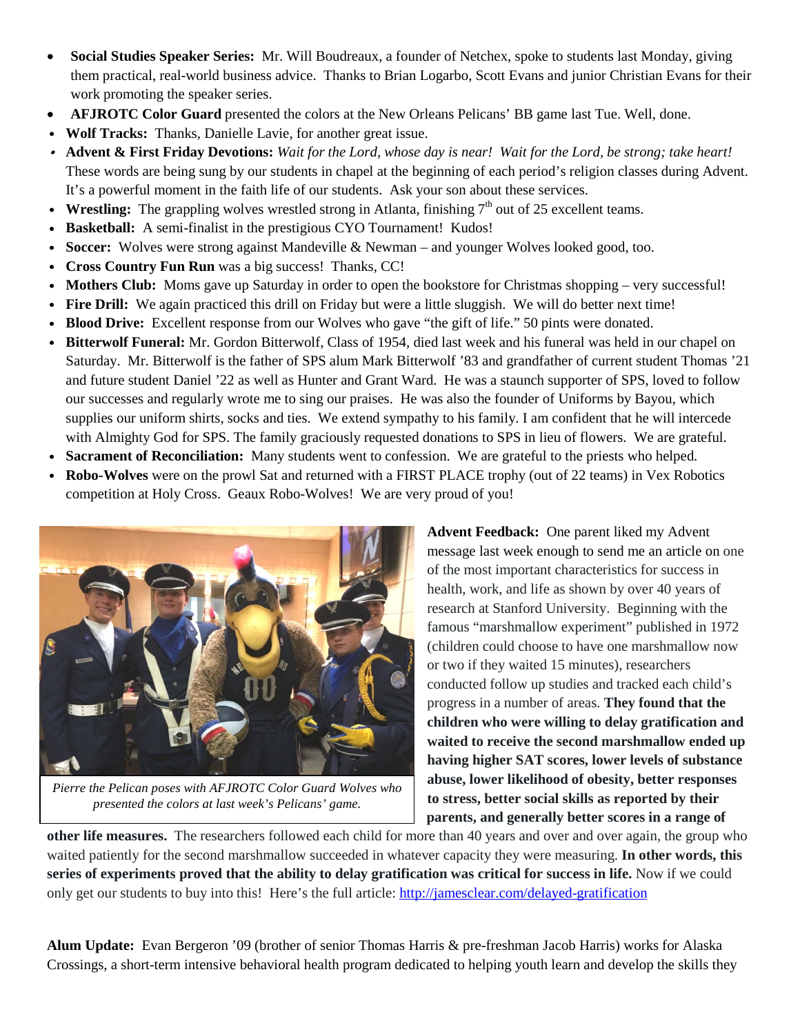- **Social Studies Speaker Series:** Mr. Will Boudreaux, a founder of Netchex, spoke to students last Monday, giving them practical, real-world business advice. Thanks to Brian Logarbo, Scott Evans and junior Christian Evans for their work promoting the speaker series.
- **AFJROTC Color Guard** presented the colors at the New Orleans Pelicans' BB game last Tue. Well, done.
- **Wolf Tracks:** Thanks, Danielle Lavie, for another great issue.
- **Advent & First Friday Devotions:** *Wait for the Lord, whose day is near! Wait for the Lord, be strong; take heart!* These words are being sung by our students in chapel at the beginning of each period's religion classes during Advent. It's a powerful moment in the faith life of our students. Ask your son about these services.
- **Wrestling:** The grappling wolves wrestled strong in Atlanta, finishing 7th out of 25 excellent teams.
- **Basketball:** A semi-finalist in the prestigious CYO Tournament! Kudos!
- **Soccer:** Wolves were strong against Mandeville & Newman – and younger Wolves looked good, too.
- **Cross Country Fun Run** was a big success! Thanks, CC!
- **Mothers Club:** Moms gave up Saturday in order to open the bookstore for Christmas shopping – very successful!
- **Fire Drill:** We again practiced this drill on Friday but were a little sluggish. We will do better next time!
- **Blood Drive:** Excellent response from our Wolves who gave "the gift of life." 50 pints were donated.
- **Bitterwolf Funeral:** Mr. Gordon Bitterwolf, Class of 1954, died last week and his funeral was held in our chapel on Saturday. Mr. Bitterwolf is the father of SPS alum Mark Bitterwolf '83 and grandfather of current student Thomas '21 and future student Daniel '22 as well as Hunter and Grant Ward. He was a staunch supporter of SPS, loved to follow our successes and regularly wrote me to sing our praises. He was also the founder of Uniforms by Bayou, which supplies our uniform shirts, socks and ties. We extend sympathy to his family. I am confident that he will intercede with Almighty God for SPS. The family graciously requested donations to SPS in lieu of flowers. We are grateful.
- **Sacrament of Reconciliation:** Many students went to confession. We are grateful to the priests who helped.
- **Robo-Wolves** were on the prowl Sat and returned with a FIRST PLACE trophy (out of 22 teams) in Vex Robotics competition at Holy Cross. Geaux Robo-Wolves! We are very proud of you!

*Pierre the Pelican poses with AFJROTC Color Guard Wolves who presented the colors at last week's Pelicans' game.*

**Advent Feedback:** One parent liked my Advent message last week enough to send me an article on one of the most important characteristics for success in health, work, and life as shown by over 40 years of research at Stanford University. Beginning with the famous "marshmallow experiment" published in 1972 (children could choose to have one marshmallow now or two if they waited 15 minutes), researchers conducted follow up studies and tracked each child's progress in a number of areas. **They found that the children who were willing to delay gratification and waited to receive the second marshmallow ended up having higher SAT scores, lower levels of substance abuse, lower likelihood of obesity, better responses to stress, better social skills as reported by their parents, and generally better scores in a range of other life measures.** The researchers followed each child for more than 40 years and over and over again, the group who waited patiently for the second marshmallow succeeded in whatever capacity they were measuring. **In other words, this series of experiments proved that the ability to delay gratification was critical for success in life.** Now if we could only get our students to buy into this! Here's the full article: http://jamesclear.com/delayed-gratification

**Alum Update:** Evan Bergeron '09 (brother of senior Thomas Harris & pre-freshman Jacob Harris) works for Alaska Crossings, a short-term intensive behavioral health program dedicated to helping youth learn and develop the skills they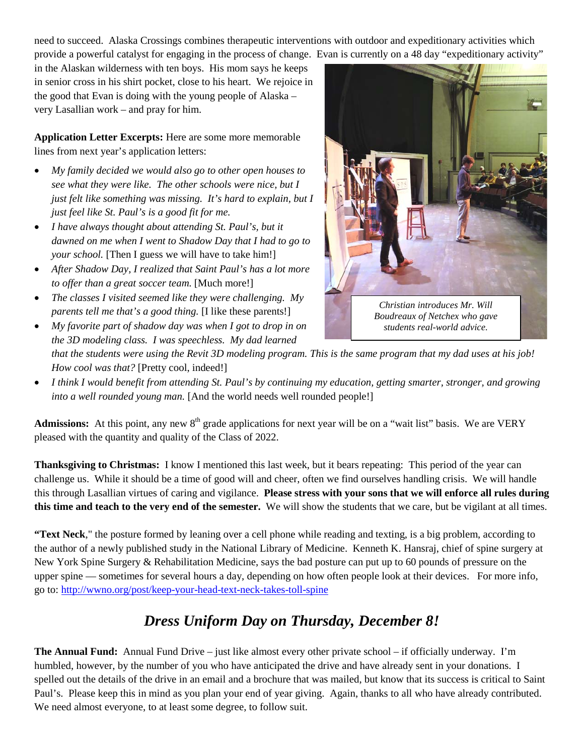need to succeed. Alaska Crossings combines therapeutic interventions with outdoor and expeditionary activities which provide a powerful catalyst for engaging in the process of change. Evan is currently on a 48 day "expeditionary activity" in the Alaskan wilderness with ten boys. His mom says he keeps in senior cross in his shirt pocket, close to his heart. We rejoice in the good that Evan is doing with the young people of Alaska – very Lasallian work – and pray for him.

**Application Letter Excerpts:** Here are some more memorable lines from next year's application letters:

- *My family decided we would also go to other open houses to see what they were like. The other schools were nice, but I just felt like something was missing. It's hard to explain, but I just feel like St. Paul's is a good fit for me.*
- *I have always thought about attending St. Paul's, but it dawned on me when I went to Shadow Day that I had to go to your school.* [Then I guess we will have to take him!]
- *After Shadow Day, I realized that Saint Paul's has a lot more to offer than a great soccer team.* [Much more!]
- *The classes I visited seemed like they were challenging. My parents tell me that's a good thing.* [I like these parents!]
- *My favorite part of shadow day was when I got to drop in on the 3D modeling class. I was speechless. My dad learned that the students were using the Revit 3D modeling program. This is the same program that my dad uses at his job! How cool was that?* [Pretty cool, indeed!]
- *I think I would benefit from attending St. Paul's by continuing my education, getting smarter, stronger, and growing into a well rounded young man.* [And the world needs well rounded people!]

*Christian introduces Mr. Will Boudreaux of Netchex who gave students real-world advice.*

**Admissions:** At this point, any new 8th grade applications for next year will be on a "wait list" basis. We are VERY pleased with the quantity and quality of the Class of 2022.

**Thanksgiving to Christmas:** I know I mentioned this last week, but it bears repeating: This period of the year can challenge us. While it should be a time of good will and cheer, often we find ourselves handling crisis. We will handle this through Lasallian virtues of caring and vigilance. **Please stress with your sons that we will enforce all rules during this time and teach to the very end of the semester.** We will show the students that we care, but be vigilant at all times.

**"Text Neck**," the posture formed by leaning over a cell phone while reading and texting, is a big problem, according to the author of a newly published study in the National Library of Medicine. Kenneth K. Hansraj, chief of spine surgery at New York Spine Surgery & Rehabilitation Medicine, says the bad posture can put up to 60 pounds of pressure on the upper spine — sometimes for several hours a day, depending on how often people look at their devices. For more info, go to: http://wwno.org/post/keep-your-head-text-neck-takes-toll-spine

## *Dress Uniform Day on Thursday, December 8!*

**The Annual Fund:** Annual Fund Drive – just like almost every other private school – if officially underway. I'm humbled, however, by the number of you who have anticipated the drive and have already sent in your donations. I spelled out the details of the drive in an email and a brochure that was mailed, but know that its success is critical to Saint Paul's. Please keep this in mind as you plan your end of year giving. Again, thanks to all who have already contributed. We need almost everyone, to at least some degree, to follow suit.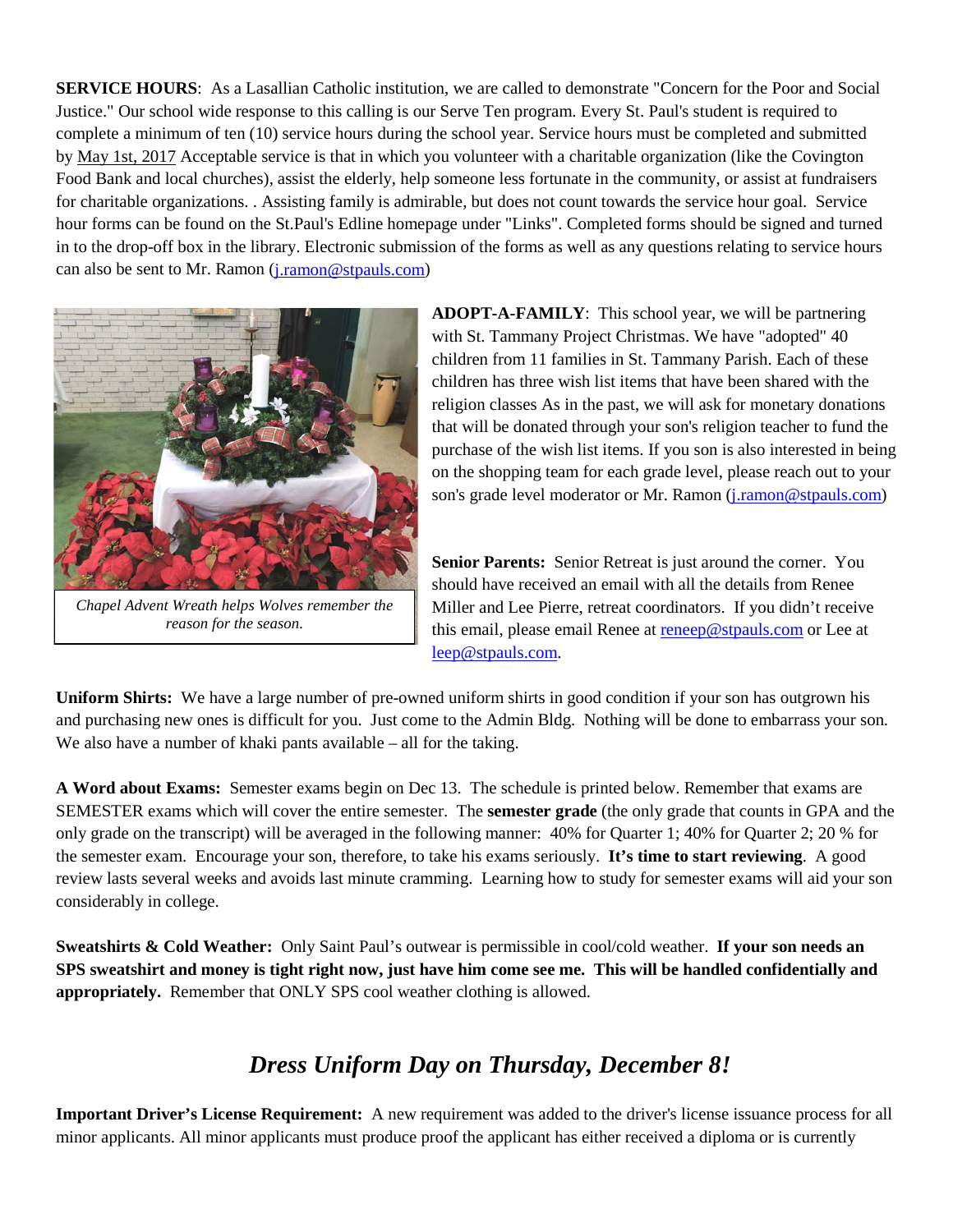**SERVICE HOURS**: As a Lasallian Catholic institution, we are called to demonstrate "Concern for the Poor and Social Justice." Our school wide response to this calling is our Serve Ten program. Every St. Paul's student is required to complete a minimum of ten (10) service hours during the school year. Service hours must be completed and submitted by May 1st, 2017 Acceptable service is that in which you volunteer with a charitable organization (like the Covington Food Bank and local churches), assist the elderly, help someone less fortunate in the community, or assist at fundraisers for charitable organizations. . Assisting family is admirable, but does not count towards the service hour goal. Service hour forms can be found on the St.Paul's Edline homepage under "Links". Completed forms should be signed and turned in to the drop-off box in the library. Electronic submission of the forms as well as any questions relating to service hours can also be sent to Mr. Ramon (j.ramon@stpauls.com)

*Chapel Advent Wreath helps Wolves remember the reason for the season.*

**ADOPT-A-FAMILY**: This school year, we will be partnering with St. Tammany Project Christmas. We have "adopted" 40 children from 11 families in St. Tammany Parish. Each of these children has three wish list items that have been shared with the religion classes As in the past, we will ask for monetary donations that will be donated through your son's religion teacher to fund the purchase of the wish list items. If you son is also interested in being on the shopping team for each grade level, please reach out to your son's grade level moderator or Mr. Ramon (j.ramon@stpauls.com)

**Senior Parents:** Senior Retreat is just around the corner. You should have received an email with all the details from Renee Miller and Lee Pierre, retreat coordinators. If you didn't receive this email, please email Renee at reneep@stpauls.com or Lee at leep@stpauls.com.

**Uniform Shirts:** We have a large number of pre-owned uniform shirts in good condition if your son has outgrown his and purchasing new ones is difficult for you. Just come to the Admin Bldg. Nothing will be done to embarrass your son. We also have a number of khaki pants available – all for the taking.

**A Word about Exams:** Semester exams begin on Dec 13. The schedule is printed below. Remember that exams are SEMESTER exams which will cover the entire semester. The **semester grade** (the only grade that counts in GPA and the only grade on the transcript) will be averaged in the following manner: 40% for Quarter 1; 40% for Quarter 2; 20 % for the semester exam. Encourage your son, therefore, to take his exams seriously. **It's time to start reviewing**. A good review lasts several weeks and avoids last minute cramming. Learning how to study for semester exams will aid your son considerably in college.

**Sweatshirts & Cold Weather:** Only Saint Paul's outwear is permissible in cool/cold weather. **If your son needs an SPS sweatshirt and money is tight right now, just have him come see me. This will be handled confidentially and appropriately.** Remember that ONLY SPS cool weather clothing is allowed.

## *Dress Uniform Day on Thursday, December 8!*

**Important Driver's License Requirement:** A new requirement was added to the driver's license issuance process for all minor applicants. All minor applicants must produce proof the applicant has either received a diploma or is currently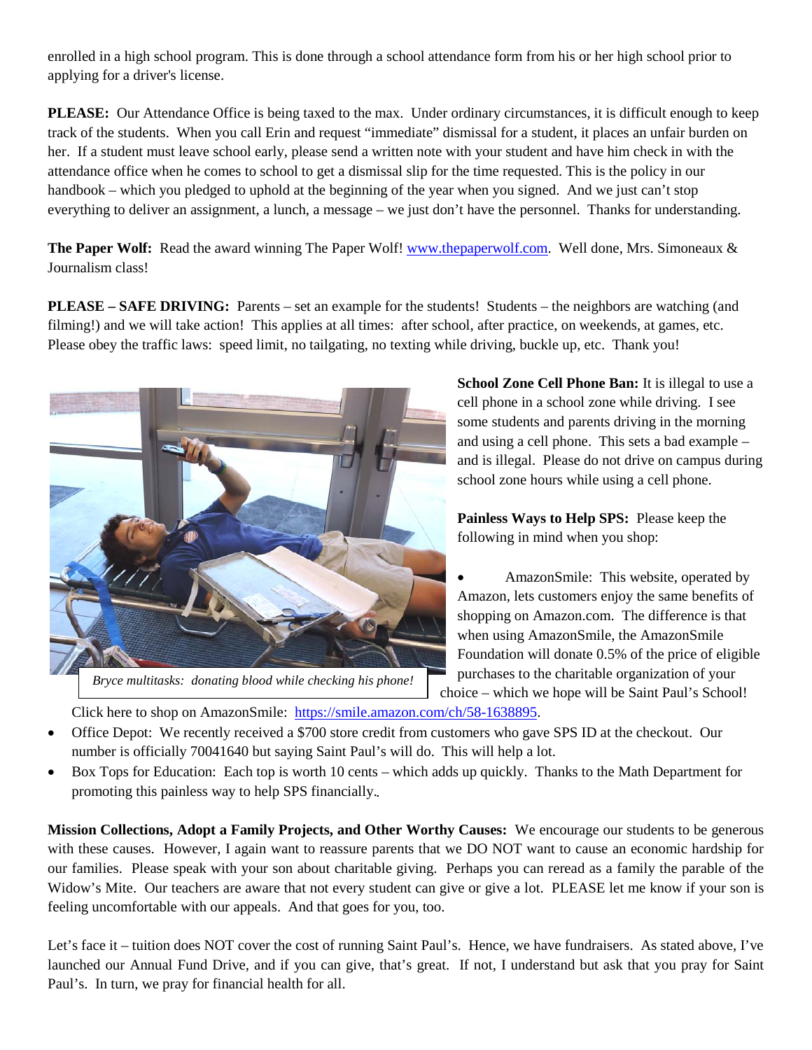enrolled in a high school program. This is done through a school attendance form from his or her high school prior to applying for a driver's license.

**PLEASE:** Our Attendance Office is being taxed to the max. Under ordinary circumstances, it is difficult enough to keep track of the students. When you call Erin and request "immediate" dismissal for a student, it places an unfair burden on her. If a student must leave school early, please send a written note with your student and have him check in with the attendance office when he comes to school to get a dismissal slip for the time requested. This is the policy in our handbook – which you pledged to uphold at the beginning of the year when you signed. And we just can't stop everything to deliver an assignment, a lunch, a message – we just don't have the personnel. Thanks for understanding.

**The Paper Wolf:** Read the award winning The Paper Wolf! www.thepaperwolf.com. Well done, Mrs. Simoneaux & Journalism class!

**PLEASE – SAFE DRIVING:** Parents – set an example for the students! Students – the neighbors are watching (and filming!) and we will take action! This applies at all times: after school, after practice, on weekends, at games, etc. Please obey the traffic laws: speed limit, no tailgating, no texting while driving, buckle up, etc. Thank you!

*Bryce multitasks: donating blood while checking his phone!*

**School Zone Cell Phone Ban:** It is illegal to use a cell phone in a school zone while driving. I see some students and parents driving in the morning and using a cell phone. This sets a bad example – and is illegal. Please do not drive on campus during school zone hours while using a cell phone.

**Painless Ways to Help SPS:** Please keep the following in mind when you shop:

- AmazonSmile: This website, operated by Amazon, lets customers enjoy the same benefits of shopping on Amazon.com. The difference is that when using AmazonSmile, the AmazonSmile Foundation will donate 0.5% of the price of eligible purchases to the charitable organization of your choice – which we hope will be Saint Paul's School! Click here to shop on AmazonSmile: https://smile.amazon.com/ch/58-1638895.
- Office Depot: We recently received a $700 store credit from customers who gave SPS ID at the checkout. Our number is officially 70041640 but saying Saint Paul's will do. This will help a lot.
- Box Tops for Education: Each top is worth 10 cents – which adds up quickly. Thanks to the Math Department for promoting this painless way to help SPS financially.

**Mission Collections, Adopt a Family Projects, and Other Worthy Causes:** We encourage our students to be generous with these causes. However, I again want to reassure parents that we DO NOT want to cause an economic hardship for our families. Please speak with your son about charitable giving. Perhaps you can reread as a family the parable of the Widow's Mite. Our teachers are aware that not every student can give or give a lot. PLEASE let me know if your son is feeling uncomfortable with our appeals. And that goes for you, too.

Let's face it – tuition does NOT cover the cost of running Saint Paul's. Hence, we have fundraisers. As stated above, I've launched our Annual Fund Drive, and if you can give, that's great. If not, I understand but ask that you pray for Saint Paul's. In turn, we pray for financial health for all.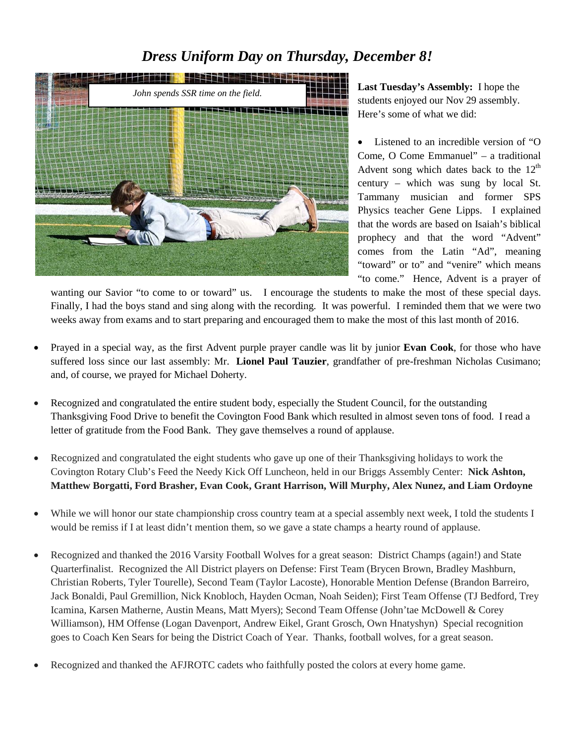## *Dress Uniform Day on Thursday, December 8!*

*John spends SSR time on the field.*

**Last Tuesday's Assembly:** I hope the students enjoyed our Nov 29 assembly. Here's some of what we did:

- Listened to an incredible version of "O Come, O Come Emmanuel" – a traditional Advent song which dates back to the 12th century – which was sung by local St. Tammany musician and former SPS Physics teacher Gene Lipps. I explained that the words are based on Isaiah's biblical prophecy and that the word "Advent" comes from the Latin "Ad", meaning "toward" or to" and "venire" which means "to come." Hence, Advent is a prayer of wanting our Savior "to come to or toward" us. I encourage the students to make the most of these special days. Finally, I had the boys stand and sing along with the recording. It was powerful. I reminded them that we were two weeks away from exams and to start preparing and encouraged them to make the most of this last month of 2016.

- Prayed in a special way, as the first Advent purple prayer candle was lit by junior **Evan Cook**, for those who have suffered loss since our last assembly: Mr. **Lionel Paul Tauzier**, grandfather of pre-freshman Nicholas Cusimano; and, of course, we prayed for Michael Doherty.

- Recognized and congratulated the entire student body, especially the Student Council, for the outstanding Thanksgiving Food Drive to benefit the Covington Food Bank which resulted in almost seven tons of food. I read a letter of gratitude from the Food Bank. They gave themselves a round of applause.

- Recognized and congratulated the eight students who gave up one of their Thanksgiving holidays to work the Covington Rotary Club's Feed the Needy Kick Off Luncheon, held in our Briggs Assembly Center: **Nick Ashton, Matthew Borgatti, Ford Brasher, Evan Cook, Grant Harrison, Will Murphy, Alex Nunez, and Liam Ordoyne**

- While we will honor our state championship cross country team at a special assembly next week, I told the students I would be remiss if I at least didn't mention them, so we gave a state champs a hearty round of applause.

- Recognized and thanked the 2016 Varsity Football Wolves for a great season: District Champs (again!) and State Quarterfinalist. Recognized the All District players on Defense: First Team (Brycen Brown, Bradley Mashburn, Christian Roberts, Tyler Tourelle), Second Team (Taylor Lacoste), Honorable Mention Defense (Brandon Barreiro, Jack Bonaldi, Paul Gremillion, Nick Knobloch, Hayden Ocman, Noah Seiden); First Team Offense (TJ Bedford, Trey Icamina, Karsen Matherne, Austin Means, Matt Myers); Second Team Offense (John'tae McDowell & Corey Williamson), HM Offense (Logan Davenport, Andrew Eikel, Grant Grosch, Own Hnatyshyn) Special recognition goes to Coach Ken Sears for being the District Coach of Year. Thanks, football wolves, for a great season.

- Recognized and thanked the AFJROTC cadets who faithfully posted the colors at every home game.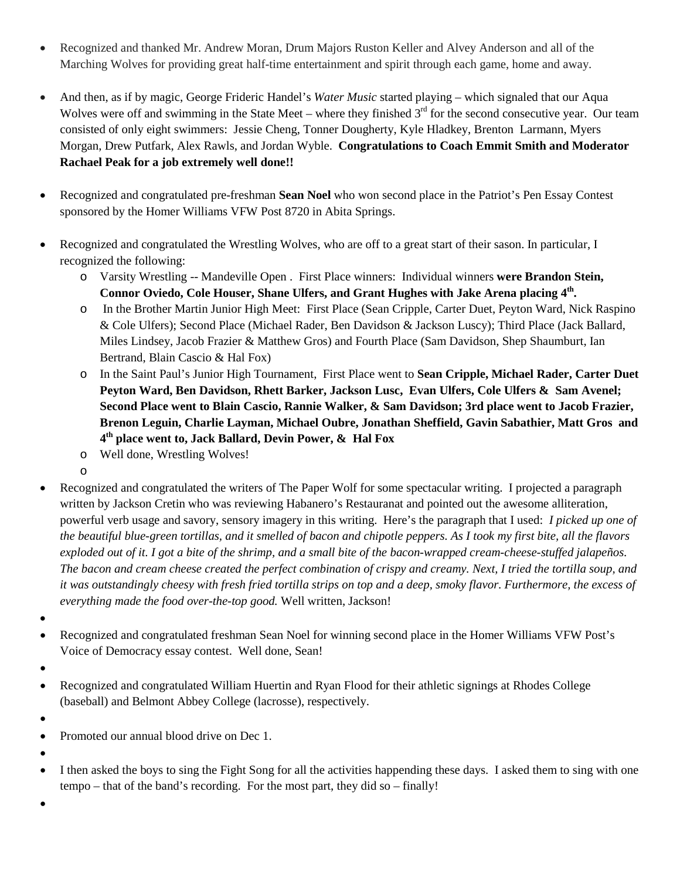- Recognized and thanked Mr. Andrew Moran, Drum Majors Ruston Keller and Alvey Anderson and all of the Marching Wolves for providing great half-time entertainment and spirit through each game, home and away.

- And then, as if by magic, George Frideric Handel's *Water Music* started playing – which signaled that our Aqua Wolves were off and swimming in the State Meet – where they finished 3rd for the second consecutive year. Our team consisted of only eight swimmers: Jessie Cheng, Tonner Dougherty, Kyle Hladkey, Brenton Larmann, Myers Morgan, Drew Putfark, Alex Rawls, and Jordan Wyble. **Congratulations to Coach Emmit Smith and Moderator Rachael Peak for a job extremely well done!!**

- Recognized and congratulated pre-freshman **Sean Noel** who won second place in the Patriot's Pen Essay Contest sponsored by the Homer Williams VFW Post 8720 in Abita Springs.

- Recognized and congratulated the Wrestling Wolves, who are off to a great start of their sason. In particular, I recognized the following:
  - Varsity Wrestling -- Mandeville Open . First Place winners: Individual winners **were Brandon Stein, Connor Oviedo, Cole Houser, Shane Ulfers, and Grant Hughes with Jake Arena placing 4th.**
  - In the Brother Martin Junior High Meet: First Place (Sean Cripple, Carter Duet, Peyton Ward, Nick Raspino & Cole Ulfers); Second Place (Michael Rader, Ben Davidson & Jackson Luscy); Third Place (Jack Ballard, Miles Lindsey, Jacob Frazier & Matthew Gros) and Fourth Place (Sam Davidson, Shep Shaumburt, Ian Bertrand, Blain Cascio & Hal Fox)
  - In the Saint Paul's Junior High Tournament, First Place went to **Sean Cripple, Michael Rader, Carter Duet Peyton Ward, Ben Davidson, Rhett Barker, Jackson Lusc, Evan Ulfers, Cole Ulfers & Sam Avenel; Second Place went to Blain Cascio, Rannie Walker, & Sam Davidson; 3rd place went to Jacob Frazier, Brenon Leguin, Charlie Layman, Michael Oubre, Jonathan Sheffield, Gavin Sabathier, Matt Gros and 4th place went to, Jack Ballard, Devin Power, & Hal Fox**
  - Well done, Wrestling Wolves!

- Recognized and congratulated the writers of The Paper Wolf for some spectacular writing. I projected a paragraph written by Jackson Cretin who was reviewing Habanero's Restauranat and pointed out the awesome alliteration, powerful verb usage and savory, sensory imagery in this writing. Here's the paragraph that I used: *I picked up one of the beautiful blue-green tortillas, and it smelled of bacon and chipotle peppers. As I took my first bite, all the flavors exploded out of it. I got a bite of the shrimp, and a small bite of the bacon-wrapped cream-cheese-stuffed jalapeños. The bacon and cream cheese created the perfect combination of crispy and creamy. Next, I tried the tortilla soup, and it was outstandingly cheesy with fresh fried tortilla strips on top and a deep, smoky flavor. Furthermore, the excess of everything made the food over-the-top good.* Well written, Jackson!

- Recognized and congratulated freshman Sean Noel for winning second place in the Homer Williams VFW Post's Voice of Democracy essay contest. Well done, Sean!

- Recognized and congratulated William Huertin and Ryan Flood for their athletic signings at Rhodes College (baseball) and Belmont Abbey College (lacrosse), respectively.

- Promoted our annual blood drive on Dec 1.

- I then asked the boys to sing the Fight Song for all the activities happending these days. I asked them to sing with one tempo – that of the band's recording. For the most part, they did so – finally!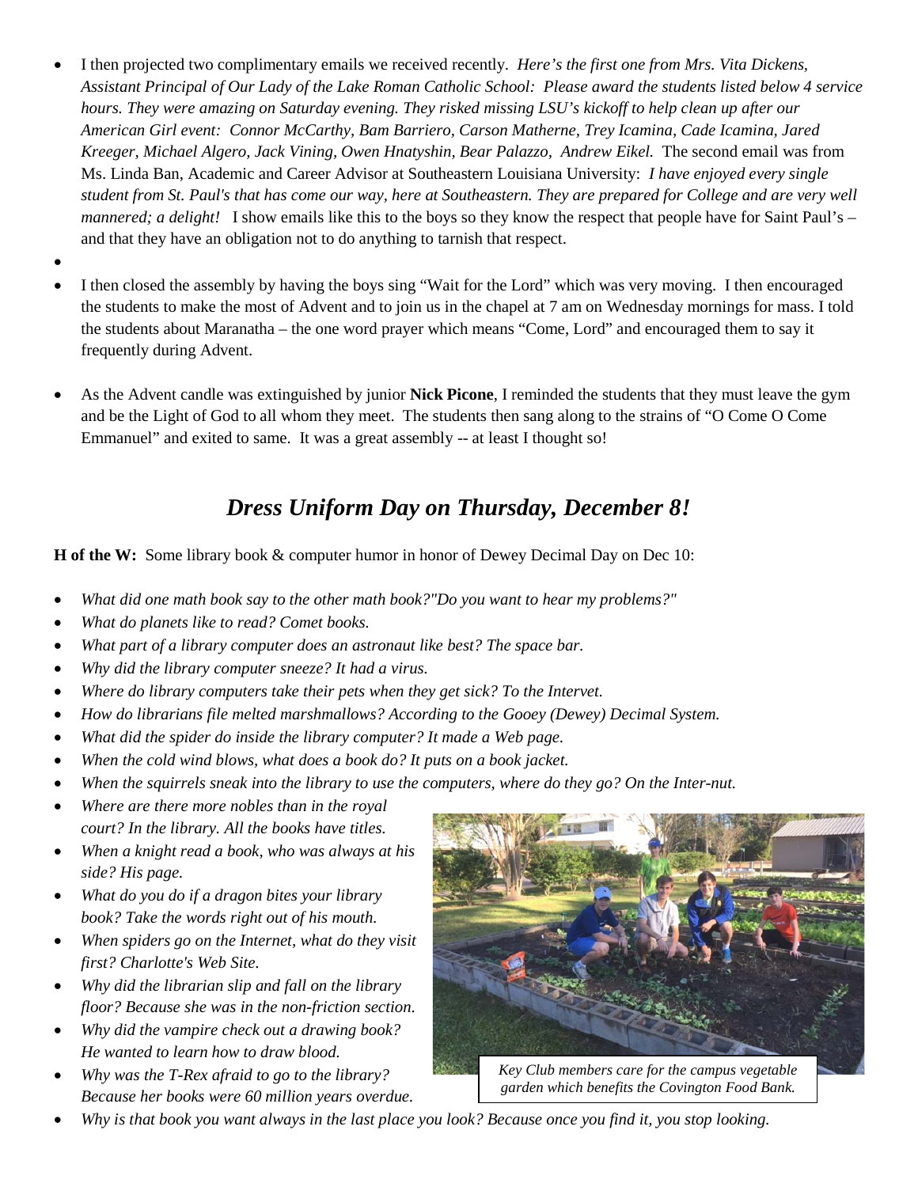- I then projected two complimentary emails we received recently. *Here's the first one from Mrs. Vita Dickens, Assistant Principal of Our Lady of the Lake Roman Catholic School: Please award the students listed below 4 service hours. They were amazing on Saturday evening. They risked missing LSU's kickoff to help clean up after our American Girl event: Connor McCarthy, Bam Barriero, Carson Matherne, Trey Icamina, Cade Icamina, Jared Kreeger, Michael Algero, Jack Vining, Owen Hnatyshin, Bear Palazzo, Andrew Eikel.* The second email was from Ms. Linda Ban, Academic and Career Advisor at Southeastern Louisiana University: *I have enjoyed every single student from St. Paul's that has come our way, here at Southeastern. They are prepared for College and are very well mannered; a delight!* I show emails like this to the boys so they know the respect that people have for Saint Paul's – and that they have an obligation not to do anything to tarnish that respect.
- I then closed the assembly by having the boys sing "Wait for the Lord" which was very moving. I then encouraged the students to make the most of Advent and to join us in the chapel at 7 am on Wednesday mornings for mass. I told the students about Maranatha – the one word prayer which means "Come, Lord" and encouraged them to say it frequently during Advent.
- As the Advent candle was extinguished by junior **Nick Picone**, I reminded the students that they must leave the gym and be the Light of God to all whom they meet. The students then sang along to the strains of "O Come O Come Emmanuel" and exited to same. It was a great assembly -- at least I thought so!

## *Dress Uniform Day on Thursday, December 8!*

**H of the W:** Some library book & computer humor in honor of Dewey Decimal Day on Dec 10:

- *What did one math book say to the other math book?"Do you want to hear my problems?"*
- *What do planets like to read? Comet books.*
- *What part of a library computer does an astronaut like best? The space bar.*
- *Why did the library computer sneeze? It had a virus.*
- *Where do library computers take their pets when they get sick? To the Intervet.*
- *How do librarians file melted marshmallows? According to the Gooey (Dewey) Decimal System.*
- *What did the spider do inside the library computer? It made a Web page.*
- *When the cold wind blows, what does a book do? It puts on a book jacket.*
- *When the squirrels sneak into the library to use the computers, where do they go? On the Inter-nut.*
- *Where are there more nobles than in the royal court? In the library. All the books have titles.*
- *When a knight read a book, who was always at his side? His page.*
- *What do you do if a dragon bites your library book? Take the words right out of his mouth.*
- *When spiders go on the Internet, what do they visit first? Charlotte's Web Site.*
- *Why did the librarian slip and fall on the library floor? Because she was in the non-friction section.*
- *Why did the vampire check out a drawing book? He wanted to learn how to draw blood.*
- *Why was the T-Rex afraid to go to the library? Because her books were 60 million years overdue.*
- *Why is that book you want always in the last place you look? Because once you find it, you stop looking.*

*Key Club members care for the campus vegetable garden which benefits the Covington Food Bank.*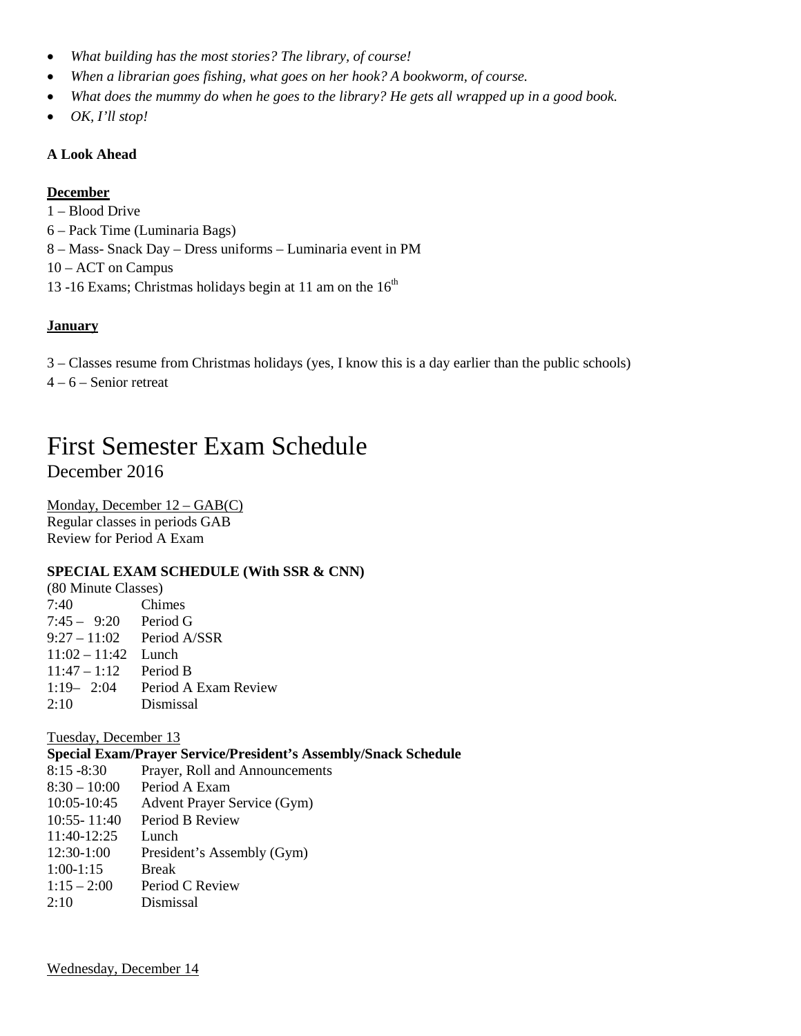- *What building has the most stories? The library, of course!*
- *When a librarian goes fishing, what goes on her hook? A bookworm, of course.*
- *What does the mummy do when he goes to the library? He gets all wrapped up in a good book.*
- *OK, I'll stop!*

**A Look Ahead**

**December**

1 – Blood Drive
6 – Pack Time (Luminaria Bags)
8 – Mass- Snack Day – Dress uniforms – Luminaria event in PM
10 – ACT on Campus
13 -16 Exams; Christmas holidays begin at 11 am on the 16th

**January**

3 – Classes resume from Christmas holidays (yes, I know this is a day earlier than the public schools)
4 – 6 – Senior retreat

# First Semester Exam Schedule

December 2016

Monday, December 12 – GAB(C)
Regular classes in periods GAB
Review for Period A Exam

**SPECIAL EXAM SCHEDULE (With SSR & CNN)**

(80 Minute Classes)

| | |
|---|---|
| 7:40 | Chimes |
| 7:45 – 9:20 | Period G |
| 9:27 – 11:02 | Period A/SSR |
| 11:02 – 11:42 | Lunch |
| 11:47 – 1:12 | Period B |
| 1:19– 2:04 | Period A Exam Review |
| 2:10 | Dismissal |

Tuesday, December 13

**Special Exam/Prayer Service/President's Assembly/Snack Schedule**

| | |
|---|---|
| 8:15 -8:30 | Prayer, Roll and Announcements |
| 8:30 – 10:00 | Period A Exam |
| 10:05-10:45 | Advent Prayer Service (Gym) |
| 10:55- 11:40 | Period B Review |
| 11:40-12:25 | Lunch |
| 12:30-1:00 | President's Assembly (Gym) |
| 1:00-1:15 | Break |
| 1:15 – 2:00 | Period C Review |
| 2:10 | Dismissal |

Wednesday, December 14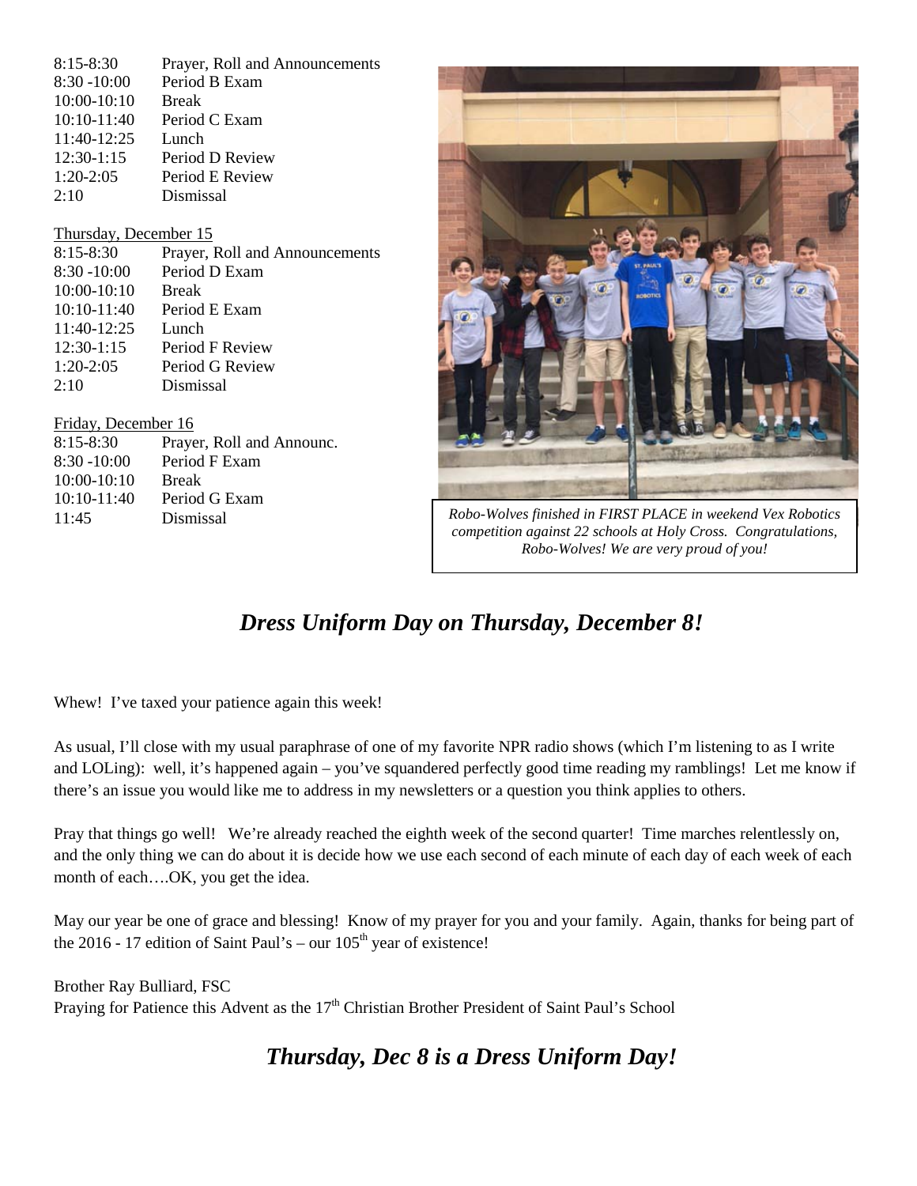| | |
|---|---|
| 8:15-8:30 | Prayer, Roll and Announcements |
| 8:30 -10:00 | Period B Exam |
| 10:00-10:10 | Break |
| 10:10-11:40 | Period C Exam |
| 11:40-12:25 | Lunch |
| 12:30-1:15 | Period D Review |
| 1:20-2:05 | Period E Review |
| 2:10 | Dismissal |

Thursday, December 15

| | |
|---|---|
| 8:15-8:30 | Prayer, Roll and Announcements |
| 8:30 -10:00 | Period D Exam |
| 10:00-10:10 | Break |
| 10:10-11:40 | Period E Exam |
| 11:40-12:25 | Lunch |
| 12:30-1:15 | Period F Review |
| 1:20-2:05 | Period G Review |
| 2:10 | Dismissal |

Friday, December 16

| | |
|---|---|
| 8:15-8:30 | Prayer, Roll and Announc. |
| 8:30 -10:00 | Period F Exam |
| 10:00-10:10 | Break |
| 10:10-11:40 | Period G Exam |
| 11:45 | Dismissal |

*Robo-Wolves finished in FIRST PLACE in weekend Vex Robotics competition against 22 schools at Holy Cross. Congratulations, Robo-Wolves! We are very proud of you!*

## *Dress Uniform Day on Thursday, December 8!*

Whew! I've taxed your patience again this week!

As usual, I'll close with my usual paraphrase of one of my favorite NPR radio shows (which I'm listening to as I write and LOLing): well, it's happened again – you've squandered perfectly good time reading my ramblings! Let me know if there's an issue you would like me to address in my newsletters or a question you think applies to others.

Pray that things go well! We're already reached the eighth week of the second quarter! Time marches relentlessly on, and the only thing we can do about it is decide how we use each second of each minute of each day of each week of each month of each….OK, you get the idea.

May our year be one of grace and blessing! Know of my prayer for you and your family. Again, thanks for being part of the 2016 - 17 edition of Saint Paul's – our 105th year of existence!

Brother Ray Bulliard, FSC
Praying for Patience this Advent as the 17th Christian Brother President of Saint Paul's School

## *Thursday, Dec 8 is a Dress Uniform Day!*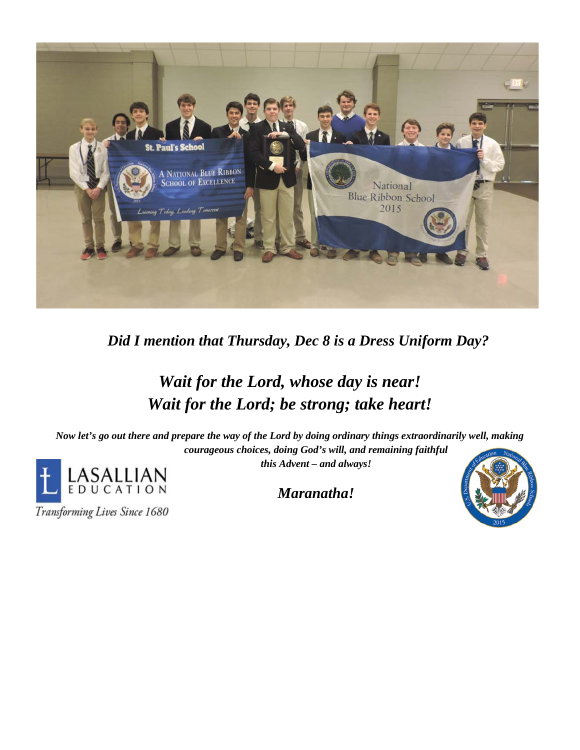***Did I mention that Thursday, Dec 8 is a Dress Uniform Day?***

***Wait for the Lord, whose day is near!***
***Wait for the Lord; be strong; take heart!***

***Now let's go out there and prepare the way of the Lord by doing ordinary things extraordinarily well, making courageous choices, doing God's will, and remaining faithful this Advent – and always!***

***Maranatha!***

LASALLIAN EDUCATION

*Transforming Lives Since 1680*